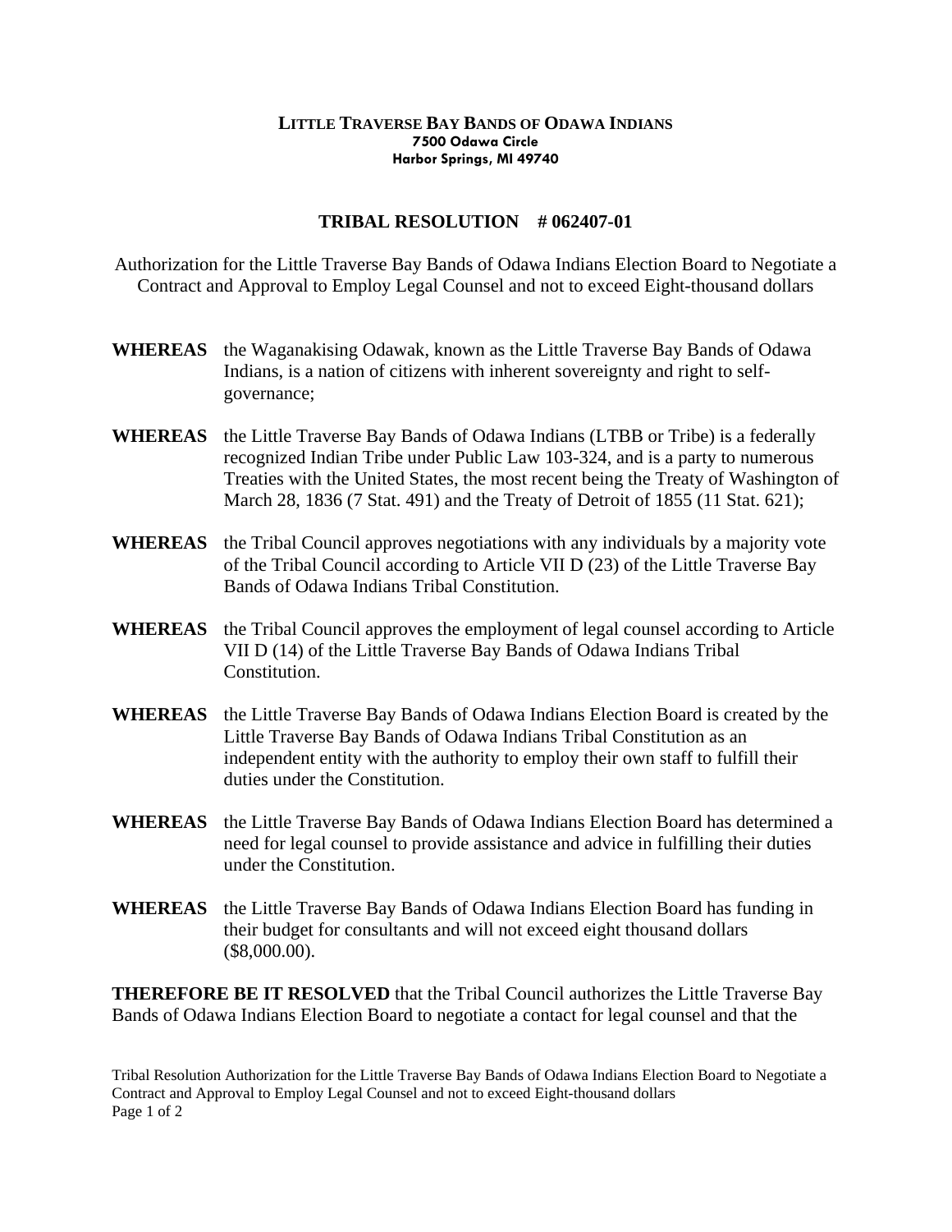**LITTLE TRAVERSE BAY BANDS OF ODAWA INDIANS**
**7500 Odawa Circle**
**Harbor Springs, MI 49740**

## TRIBAL RESOLUTION # 062407-01

Authorization for the Little Traverse Bay Bands of Odawa Indians Election Board to Negotiate a Contract and Approval to Employ Legal Counsel and not to exceed Eight-thousand dollars

**WHEREAS** the Waganakising Odawak, known as the Little Traverse Bay Bands of Odawa Indians, is a nation of citizens with inherent sovereignty and right to self-governance;

**WHEREAS** the Little Traverse Bay Bands of Odawa Indians (LTBB or Tribe) is a federally recognized Indian Tribe under Public Law 103-324, and is a party to numerous Treaties with the United States, the most recent being the Treaty of Washington of March 28, 1836 (7 Stat. 491) and the Treaty of Detroit of 1855 (11 Stat. 621);

**WHEREAS** the Tribal Council approves negotiations with any individuals by a majority vote of the Tribal Council according to Article VII D (23) of the Little Traverse Bay Bands of Odawa Indians Tribal Constitution.

**WHEREAS** the Tribal Council approves the employment of legal counsel according to Article VII D (14) of the Little Traverse Bay Bands of Odawa Indians Tribal Constitution.

**WHEREAS** the Little Traverse Bay Bands of Odawa Indians Election Board is created by the Little Traverse Bay Bands of Odawa Indians Tribal Constitution as an independent entity with the authority to employ their own staff to fulfill their duties under the Constitution.

**WHEREAS** the Little Traverse Bay Bands of Odawa Indians Election Board has determined a need for legal counsel to provide assistance and advice in fulfilling their duties under the Constitution.

**WHEREAS** the Little Traverse Bay Bands of Odawa Indians Election Board has funding in their budget for consultants and will not exceed eight thousand dollars ($8,000.00).

**THEREFORE BE IT RESOLVED** that the Tribal Council authorizes the Little Traverse Bay Bands of Odawa Indians Election Board to negotiate a contact for legal counsel and that the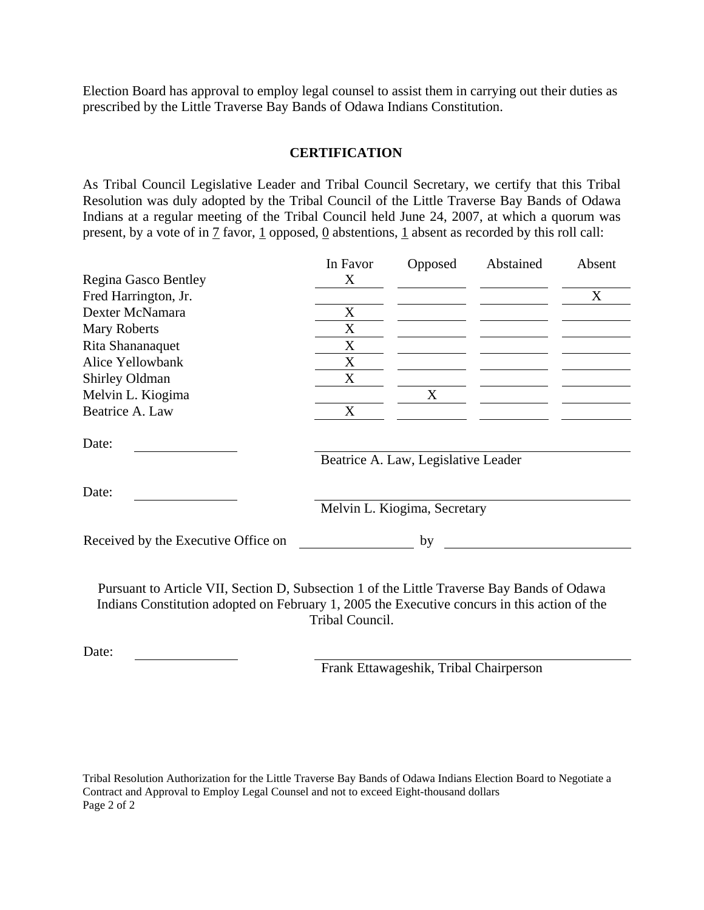Election Board has approval to employ legal counsel to assist them in carrying out their duties as prescribed by the Little Traverse Bay Bands of Odawa Indians Constitution.

## CERTIFICATION

As Tribal Council Legislative Leader and Tribal Council Secretary, we certify that this Tribal Resolution was duly adopted by the Tribal Council of the Little Traverse Bay Bands of Odawa Indians at a regular meeting of the Tribal Council held June 24, 2007, at which a quorum was present, by a vote of in 7 favor, 1 opposed, 0 abstentions, 1 absent as recorded by this roll call:

| | In Favor | Opposed | Abstained | Absent |
|---|---|---|---|---|
| Regina Gasco Bentley | X | | | |
| Fred Harrington, Jr. | | | | X |
| Dexter McNamara | X | | | |
| Mary Roberts | X | | | |
| Rita Shananaquet | X | | | |
| Alice Yellowbank | X | | | |
| Shirley Oldman | X | | | |
| Melvin L. Kiogima | | X | | |
| Beatrice A. Law | X | | | |

Date: ______________ ______________________________
Beatrice A. Law, Legislative Leader

Date: ______________ ______________________________
Melvin L. Kiogima, Secretary

Received by the Executive Office on ______________ by ______________________

Pursuant to Article VII, Section D, Subsection 1 of the Little Traverse Bay Bands of Odawa Indians Constitution adopted on February 1, 2005 the Executive concurs in this action of the Tribal Council.

Date: ______________ ______________________________
Frank Ettawageshik, Tribal Chairperson

Tribal Resolution Authorization for the Little Traverse Bay Bands of Odawa Indians Election Board to Negotiate a Contract and Approval to Employ Legal Counsel and not to exceed Eight-thousand dollars